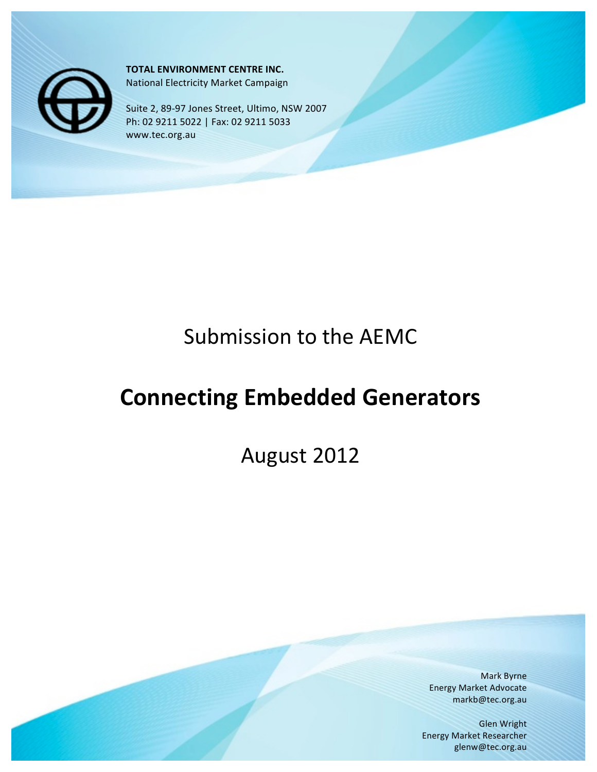**TOTAL ENVIRONMENT CENTRE INC.**
National Electricity Market Campaign

Suite 2, 89-97 Jones Street, Ultimo, NSW 2007
Ph: 02 9211 5022 | Fax: 02 9211 5033
www.tec.org.au

Submission to the AEMC

# Connecting Embedded Generators

August 2012

Mark Byrne
Energy Market Advocate
markb@tec.org.au

Glen Wright
Energy Market Researcher
glenw@tec.org.au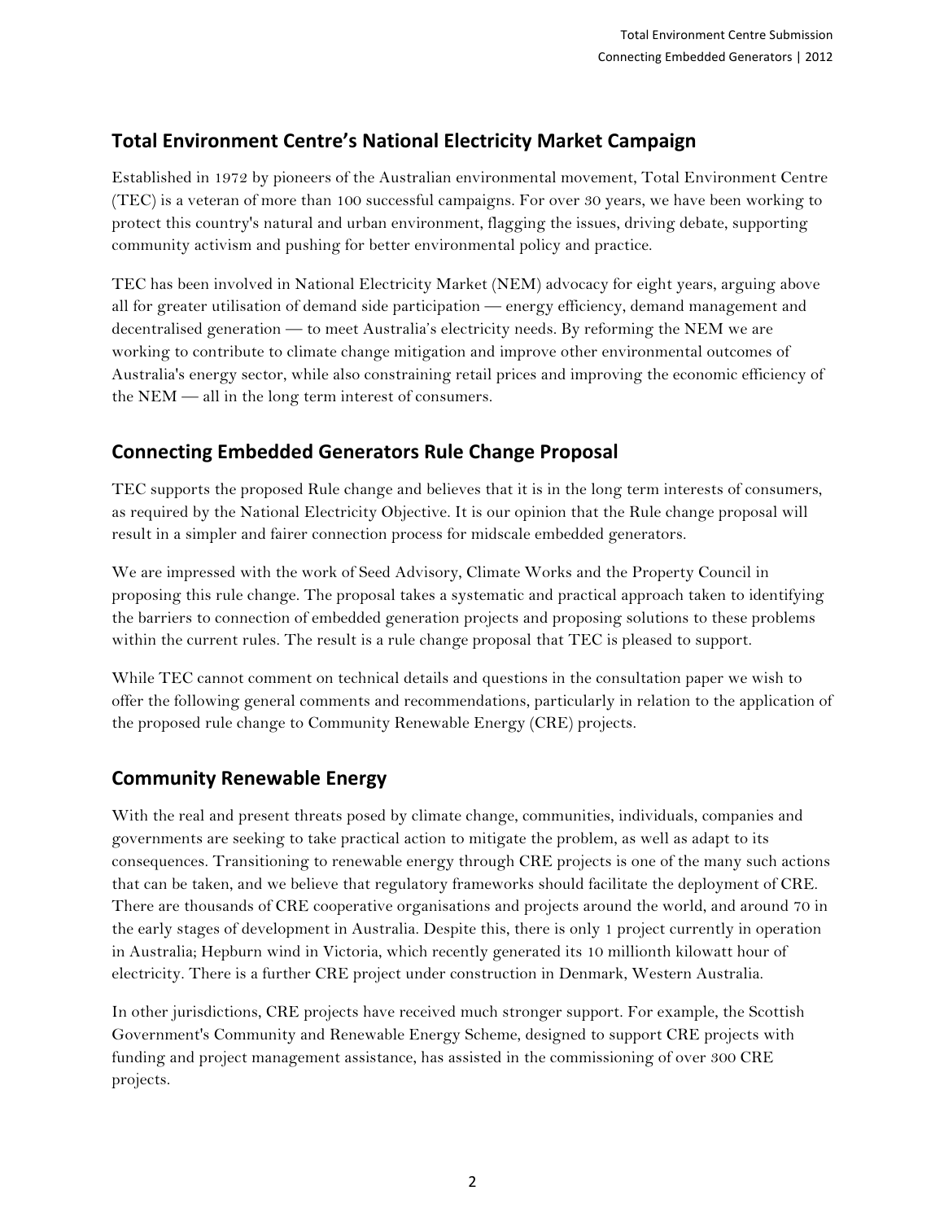## Total Environment Centre's National Electricity Market Campaign

Established in 1972 by pioneers of the Australian environmental movement, Total Environment Centre (TEC) is a veteran of more than 100 successful campaigns. For over 30 years, we have been working to protect this country's natural and urban environment, flagging the issues, driving debate, supporting community activism and pushing for better environmental policy and practice.

TEC has been involved in National Electricity Market (NEM) advocacy for eight years, arguing above all for greater utilisation of demand side participation — energy efficiency, demand management and decentralised generation — to meet Australia's electricity needs. By reforming the NEM we are working to contribute to climate change mitigation and improve other environmental outcomes of Australia's energy sector, while also constraining retail prices and improving the economic efficiency of the NEM — all in the long term interest of consumers.

## Connecting Embedded Generators Rule Change Proposal

TEC supports the proposed Rule change and believes that it is in the long term interests of consumers, as required by the National Electricity Objective. It is our opinion that the Rule change proposal will result in a simpler and fairer connection process for midscale embedded generators.

We are impressed with the work of Seed Advisory, Climate Works and the Property Council in proposing this rule change. The proposal takes a systematic and practical approach taken to identifying the barriers to connection of embedded generation projects and proposing solutions to these problems within the current rules. The result is a rule change proposal that TEC is pleased to support.

While TEC cannot comment on technical details and questions in the consultation paper we wish to offer the following general comments and recommendations, particularly in relation to the application of the proposed rule change to Community Renewable Energy (CRE) projects.

## Community Renewable Energy

With the real and present threats posed by climate change, communities, individuals, companies and governments are seeking to take practical action to mitigate the problem, as well as adapt to its consequences. Transitioning to renewable energy through CRE projects is one of the many such actions that can be taken, and we believe that regulatory frameworks should facilitate the deployment of CRE. There are thousands of CRE cooperative organisations and projects around the world, and around 70 in the early stages of development in Australia. Despite this, there is only 1 project currently in operation in Australia; Hepburn wind in Victoria, which recently generated its 10 millionth kilowatt hour of electricity. There is a further CRE project under construction in Denmark, Western Australia.

In other jurisdictions, CRE projects have received much stronger support. For example, the Scottish Government's Community and Renewable Energy Scheme, designed to support CRE projects with funding and project management assistance, has assisted in the commissioning of over 300 CRE projects.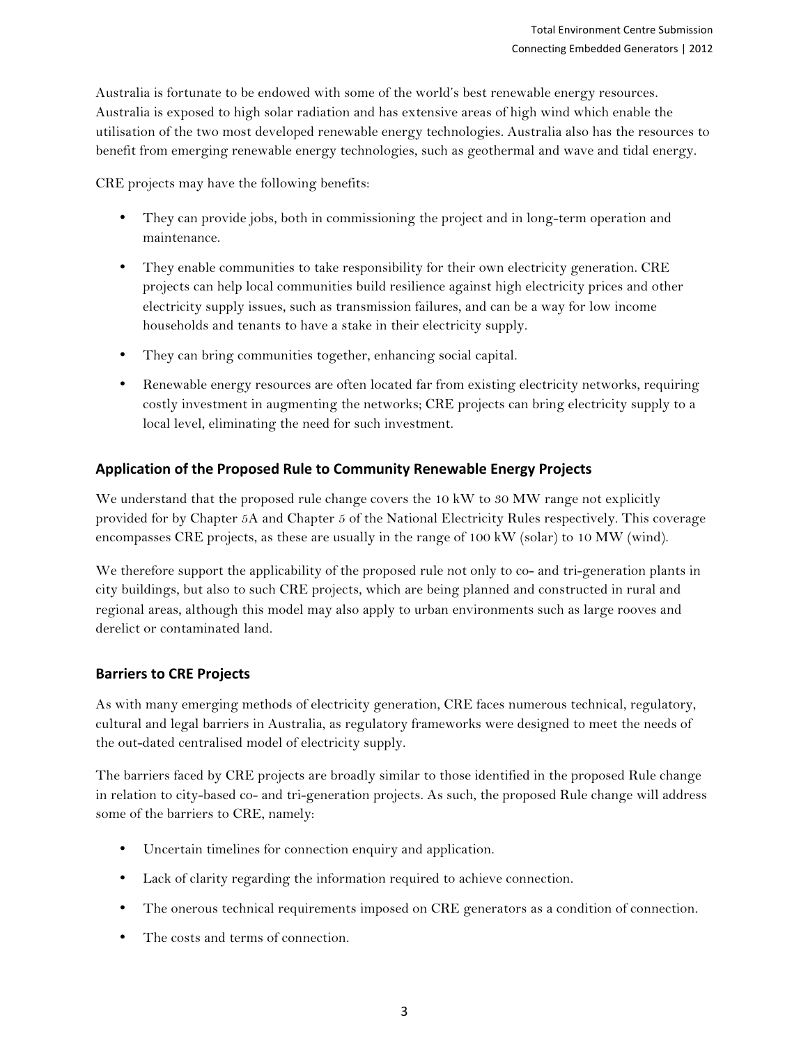Australia is fortunate to be endowed with some of the world's best renewable energy resources. Australia is exposed to high solar radiation and has extensive areas of high wind which enable the utilisation of the two most developed renewable energy technologies. Australia also has the resources to benefit from emerging renewable energy technologies, such as geothermal and wave and tidal energy.

CRE projects may have the following benefits:

- They can provide jobs, both in commissioning the project and in long-term operation and maintenance.
- They enable communities to take responsibility for their own electricity generation. CRE projects can help local communities build resilience against high electricity prices and other electricity supply issues, such as transmission failures, and can be a way for low income households and tenants to have a stake in their electricity supply.
- They can bring communities together, enhancing social capital.
- Renewable energy resources are often located far from existing electricity networks, requiring costly investment in augmenting the networks; CRE projects can bring electricity supply to a local level, eliminating the need for such investment.

## Application of the Proposed Rule to Community Renewable Energy Projects

We understand that the proposed rule change covers the 10 kW to 30 MW range not explicitly provided for by Chapter 5A and Chapter 5 of the National Electricity Rules respectively. This coverage encompasses CRE projects, as these are usually in the range of 100 kW (solar) to 10 MW (wind).

We therefore support the applicability of the proposed rule not only to co- and tri-generation plants in city buildings, but also to such CRE projects, which are being planned and constructed in rural and regional areas, although this model may also apply to urban environments such as large rooves and derelict or contaminated land.

## Barriers to CRE Projects

As with many emerging methods of electricity generation, CRE faces numerous technical, regulatory, cultural and legal barriers in Australia, as regulatory frameworks were designed to meet the needs of the out-dated centralised model of electricity supply.

The barriers faced by CRE projects are broadly similar to those identified in the proposed Rule change in relation to city-based co- and tri-generation projects. As such, the proposed Rule change will address some of the barriers to CRE, namely:

- Uncertain timelines for connection enquiry and application.
- Lack of clarity regarding the information required to achieve connection.
- The onerous technical requirements imposed on CRE generators as a condition of connection.
- The costs and terms of connection.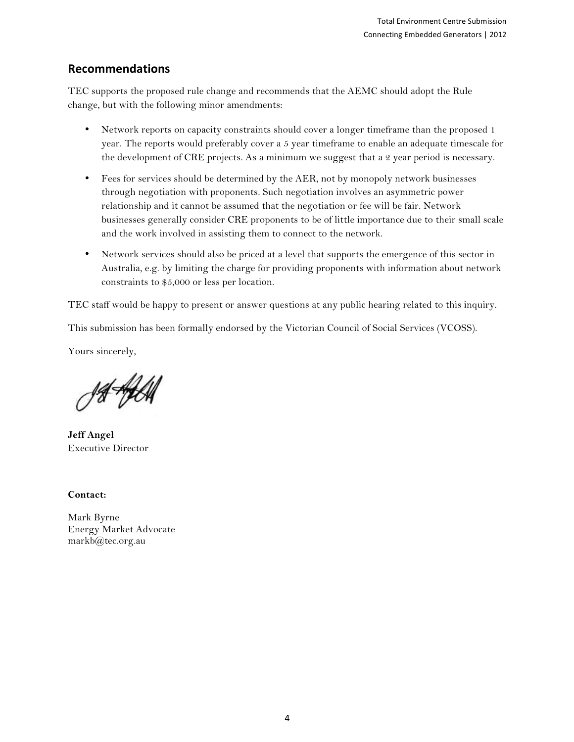## Recommendations

TEC supports the proposed rule change and recommends that the AEMC should adopt the Rule change, but with the following minor amendments:

- Network reports on capacity constraints should cover a longer timeframe than the proposed 1 year. The reports would preferably cover a 5 year timeframe to enable an adequate timescale for the development of CRE projects. As a minimum we suggest that a 2 year period is necessary.
- Fees for services should be determined by the AER, not by monopoly network businesses through negotiation with proponents. Such negotiation involves an asymmetric power relationship and it cannot be assumed that the negotiation or fee will be fair. Network businesses generally consider CRE proponents to be of little importance due to their small scale and the work involved in assisting them to connect to the network.
- Network services should also be priced at a level that supports the emergence of this sector in Australia, e.g. by limiting the charge for providing proponents with information about network constraints to $5,000 or less per location.

TEC staff would be happy to present or answer questions at any public hearing related to this inquiry.

This submission has been formally endorsed by the Victorian Council of Social Services (VCOSS).

Yours sincerely,

**Jeff Angel**
Executive Director

**Contact:**

Mark Byrne
Energy Market Advocate
markb@tec.org.au